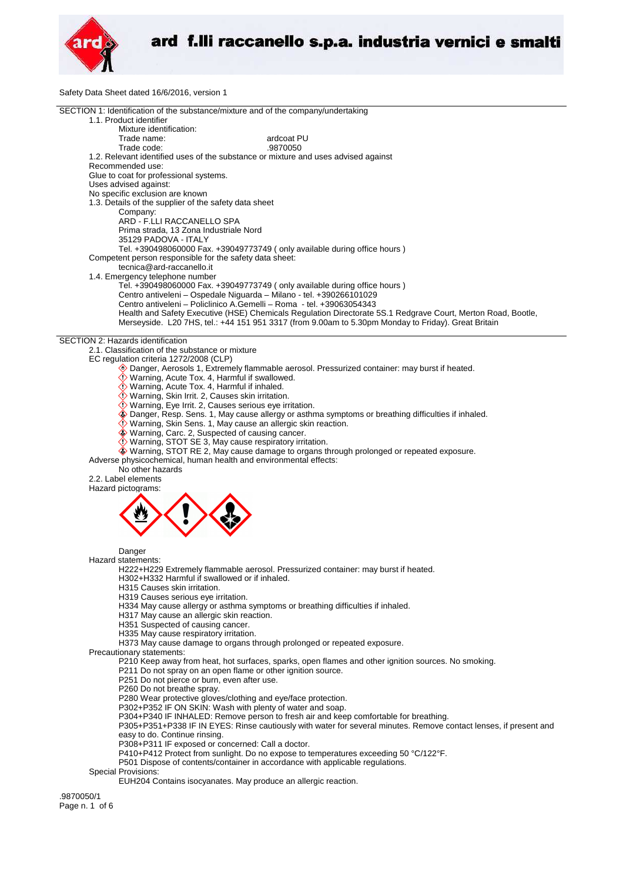Safety Data Sheet dated 16/6/2016, version 1

## SECTION 1: Identification of the substance/mixture and of the company/undertaking

1.1. Product identifier

Mixture identification:

Trade name: ardcoat PU

Trade code: .9870050

1.2. Relevant identified uses of the substance or mixture and uses advised against

Recommended use:

Glue to coat for professional systems.

Uses advised against:

No specific exclusion are known

1.3. Details of the supplier of the safety data sheet

Company:

ARD - F.LLI RACCANELLO SPA
Prima strada, 13 Zona Industriale Nord
35129 PADOVA - ITALY
Tel. +390498060000 Fax. +39049773749 ( only available during office hours )

Competent person responsible for the safety data sheet:

tecnica@ard-raccanello.it

1.4. Emergency telephone number

Tel. +390498060000 Fax. +39049773749 ( only available during office hours )
Centro antiveleni – Ospedale Niguarda – Milano - tel. +390266101029
Centro antiveleni – Policlinico A.Gemelli – Roma - tel. +39063054343
Health and Safety Executive (HSE) Chemicals Regulation Directorate 5S.1 Redgrave Court, Merton Road, Bootle, Merseyside. L20 7HS, tel.: +44 151 951 3317 (from 9.00am to 5.30pm Monday to Friday). Great Britain

## SECTION 2: Hazards identification

2.1. Classification of the substance or mixture

EC regulation criteria 1272/2008 (CLP)

- Danger, Aerosols 1, Extremely flammable aerosol. Pressurized container: may burst if heated.
- Warning, Acute Tox. 4, Harmful if swallowed.
- Warning, Acute Tox. 4, Harmful if inhaled.
- Warning, Skin Irrit. 2, Causes skin irritation.
- Warning, Eye Irrit. 2, Causes serious eye irritation.
- Danger, Resp. Sens. 1, May cause allergy or asthma symptoms or breathing difficulties if inhaled.
- Warning, Skin Sens. 1, May cause an allergic skin reaction.
- Warning, Carc. 2, Suspected of causing cancer.
- Warning, STOT SE 3, May cause respiratory irritation.
- Warning, STOT RE 2, May cause damage to organs through prolonged or repeated exposure.

Adverse physicochemical, human health and environmental effects:

No other hazards

2.2. Label elements

Hazard pictograms:

Danger

Hazard statements:

H222+H229 Extremely flammable aerosol. Pressurized container: may burst if heated.
H302+H332 Harmful if swallowed or if inhaled.
H315 Causes skin irritation.
H319 Causes serious eye irritation.
H334 May cause allergy or asthma symptoms or breathing difficulties if inhaled.
H317 May cause an allergic skin reaction.
H351 Suspected of causing cancer.
H335 May cause respiratory irritation.
H373 May cause damage to organs through prolonged or repeated exposure.

Precautionary statements:

P210 Keep away from heat, hot surfaces, sparks, open flames and other ignition sources. No smoking.
P211 Do not spray on an open flame or other ignition source.
P251 Do not pierce or burn, even after use.
P260 Do not breathe spray.
P280 Wear protective gloves/clothing and eye/face protection.
P302+P352 IF ON SKIN: Wash with plenty of water and soap.
P304+P340 IF INHALED: Remove person to fresh air and keep comfortable for breathing.
P305+P351+P338 IF IN EYES: Rinse cautiously with water for several minutes. Remove contact lenses, if present and easy to do. Continue rinsing.
P308+P311 IF exposed or concerned: Call a doctor.
P410+P412 Protect from sunlight. Do no expose to temperatures exceeding 50 °C/122°F.
P501 Dispose of contents/container in accordance with applicable regulations.

Special Provisions:

EUH204 Contains isocyanates. May produce an allergic reaction.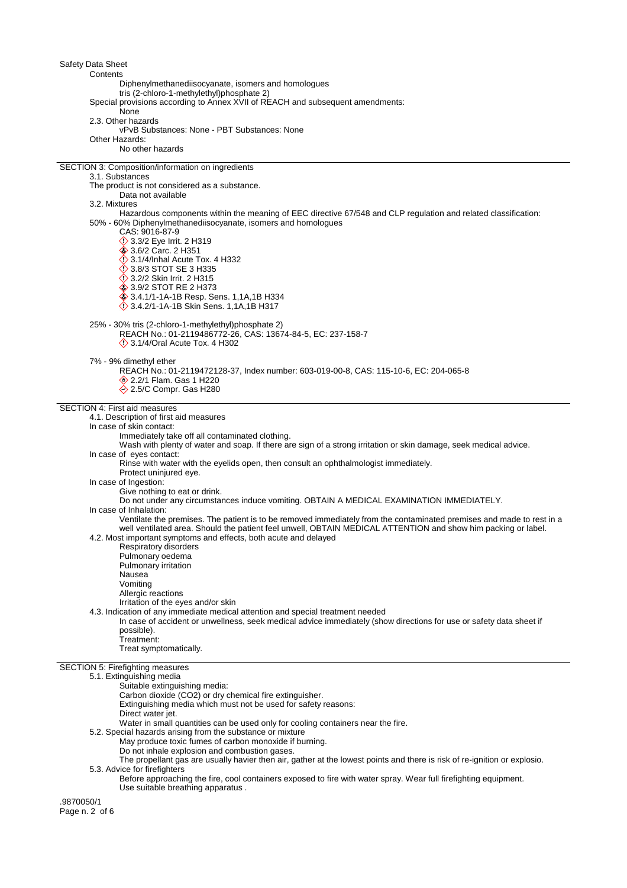Safety Data Sheet

Contents

Diphenylmethanediisocyanate, isomers and homologues

tris (2-chloro-1-methylethyl)phosphate 2)

Special provisions according to Annex XVII of REACH and subsequent amendments:

None

2.3. Other hazards

vPvB Substances: None - PBT Substances: None

Other Hazards:

No other hazards

## SECTION 3: Composition/information on ingredients

3.1. Substances

The product is not considered as a substance.

Data not available

3.2. Mixtures

Hazardous components within the meaning of EEC directive 67/548 and CLP regulation and related classification:

50% - 60% Diphenylmethanediisocyanate, isomers and homologues

- CAS: 9016-87-9
- 3.3/2 Eye Irrit. 2 H319
- 3.6/2 Carc. 2 H351
- 3.1/4/Inhal Acute Tox. 4 H332
- 3.8/3 STOT SE 3 H335
- 3.2/2 Skin Irrit. 2 H315
- 3.9/2 STOT RE 2 H373
- 3.4.1/1-1A-1B Resp. Sens. 1,1A,1B H334
- 3.4.2/1-1A-1B Skin Sens. 1,1A,1B H317

25% - 30% tris (2-chloro-1-methylethyl)phosphate 2)

- REACH No.: 01-2119486772-26, CAS: 13674-84-5, EC: 237-158-7
- 3.1/4/Oral Acute Tox. 4 H302

7% - 9% dimethyl ether

- REACH No.: 01-2119472128-37, Index number: 603-019-00-8, CAS: 115-10-6, EC: 204-065-8
- 2.2/1 Flam. Gas 1 H220
- 2.5/C Compr. Gas H280

## SECTION 4: First aid measures

4.1. Description of first aid measures

In case of skin contact:

Immediately take off all contaminated clothing.

Wash with plenty of water and soap. If there are sign of a strong irritation or skin damage, seek medical advice.

In case of eyes contact:

Rinse with water with the eyelids open, then consult an ophthalmologist immediately.

Protect uninjured eye.

In case of Ingestion:

Give nothing to eat or drink.

Do not under any circumstances induce vomiting. OBTAIN A MEDICAL EXAMINATION IMMEDIATELY.

In case of Inhalation:

Ventilate the premises. The patient is to be removed immediately from the contaminated premises and made to rest in a well ventilated area. Should the patient feel unwell, OBTAIN MEDICAL ATTENTION and show him packing or label.

4.2. Most important symptoms and effects, both acute and delayed

- Respiratory disorders
- Pulmonary oedema
- Pulmonary irritation
- Nausea
- Vomiting
- Allergic reactions
- Irritation of the eyes and/or skin

4.3. Indication of any immediate medical attention and special treatment needed

In case of accident or unwellness, seek medical advice immediately (show directions for use or safety data sheet if possible).

Treatment:

Treat symptomatically.

## SECTION 5: Firefighting measures

5.1. Extinguishing media

Suitable extinguishing media:

Carbon dioxide (CO2) or dry chemical fire extinguisher.

Extinguishing media which must not be used for safety reasons:

Direct water jet.

Water in small quantities can be used only for cooling containers near the fire.

5.2. Special hazards arising from the substance or mixture

May produce toxic fumes of carbon monoxide if burning.

Do not inhale explosion and combustion gases.

The propellant gas are usually havier then air, gather at the lowest points and there is risk of re-ignition or explosio.

5.3. Advice for firefighters

Before approaching the fire, cool containers exposed to fire with water spray. Wear full firefighting equipment.

Use suitable breathing apparatus .

.9870050/1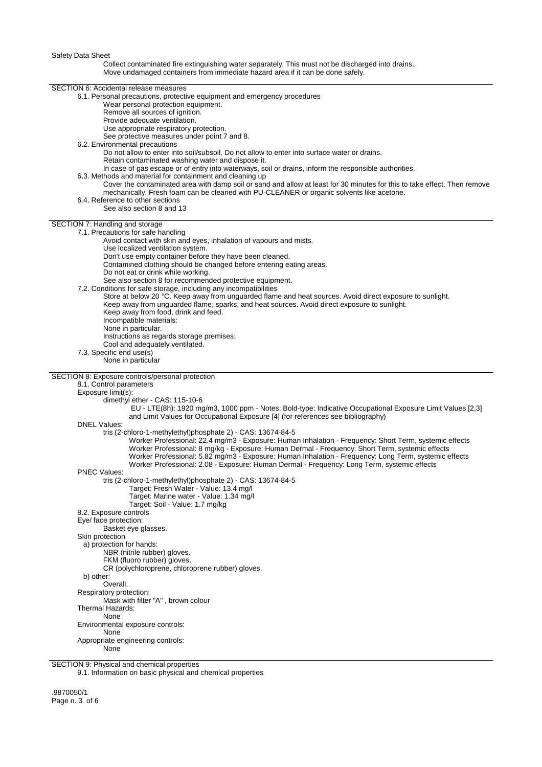Collect contaminated fire extinguishing water separately. This must not be discharged into drains.
Move undamaged containers from immediate hazard area if it can be done safely.

## SECTION 6: Accidental release measures

6.1. Personal precautions, protective equipment and emergency procedures

Wear personal protection equipment.
Remove all sources of ignition.
Provide adequate ventilation.
Use appropriate respiratory protection.
See protective measures under point 7 and 8.

6.2. Environmental precautions

Do not allow to enter into soil/subsoil. Do not allow to enter into surface water or drains.
Retain contaminated washing water and dispose it.
In case of gas escape or of entry into waterways, soil or drains, inform the responsible authorities.

6.3. Methods and material for containment and cleaning up

Cover the contaminated area with damp soil or sand and allow at least for 30 minutes for this to take effect. Then remove mechanically. Fresh foam can be cleaned with PU-CLEANER or organic solvents like acetone.

6.4. Reference to other sections

See also section 8 and 13

## SECTION 7: Handling and storage

7.1. Precautions for safe handling

Avoid contact with skin and eyes, inhalation of vapours and mists.
Use localized ventilation system.
Don't use empty container before they have been cleaned.
Contamined clothing should be changed before entering eating areas.
Do not eat or drink while working.
See also section 8 for recommended protective equipment.

7.2. Conditions for safe storage, including any incompatibilities

Store at below 20 °C. Keep away from unguarded flame and heat sources. Avoid direct exposure to sunlight.
Keep away from unguarded flame, sparks, and heat sources. Avoid direct exposure to sunlight.
Keep away from food, drink and feed.
Incompatible materials:
None in particular.
Instructions as regards storage premises:
Cool and adequately ventilated.

7.3. Specific end use(s)

None in particular

## SECTION 8: Exposure controls/personal protection

8.1. Control parameters

Exposure limit(s):

dimethyl ether - CAS: 115-10-6

EU - LTE(8h): 1920 mg/m3, 1000 ppm - Notes: Bold-type: Indicative Occupational Exposure Limit Values [2,3] and Limit Values for Occupational Exposure [4] (for references see bibliography)

DNEL Values:

tris (2-chloro-1-methylethyl)phosphate 2) - CAS: 13674-84-5

Worker Professional: 22.4 mg/m3 - Exposure: Human Inhalation - Frequency: Short Term, systemic effects
Worker Professional: 8 mg/kg - Exposure: Human Dermal - Frequency: Short Term, systemic effects
Worker Professional: 5.82 mg/m3 - Exposure: Human Inhalation - Frequency: Long Term, systemic effects
Worker Professional: 2.08 - Exposure: Human Dermal - Frequency: Long Term, systemic effects

PNEC Values:

tris (2-chloro-1-methylethyl)phosphate 2) - CAS: 13674-84-5

Target: Fresh Water - Value: 13.4 mg/l
Target: Marine water - Value: 1.34 mg/l
Target: Soil - Value: 1.7 mg/kg

8.2. Exposure controls

Eye/ face protection:
Basket eye glasses.

Skin protection

a) protection for hands:
NBR (nitrile rubber) gloves.
FKM (fluoro rubber) gloves.
CR (polychloroprene, chloroprene rubber) gloves.

b) other:
Overall.

Respiratory protection:
Mask with filter "A" , brown colour

Thermal Hazards:
None

Environmental exposure controls:
None

Appropriate engineering controls:
None

## SECTION 9: Physical and chemical properties

9.1. Information on basic physical and chemical properties

.9870050/1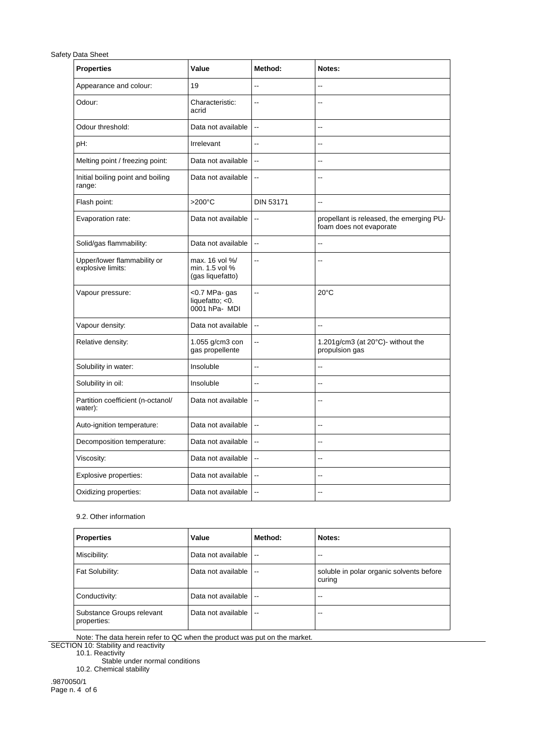| Properties | Value | Method: | Notes: |
|---|---|---|---|
| Appearance and colour: | 19 | -- | -- |
| Odour: | Characteristic: acrid | -- | -- |
| Odour threshold: | Data not available | -- | -- |
| pH: | Irrelevant | -- | -- |
| Melting point / freezing point: | Data not available | -- | -- |
| Initial boiling point and boiling range: | Data not available | -- | -- |
| Flash point: | >200°C | DIN 53171 | -- |
| Evaporation rate: | Data not available | -- | propellant is released, the emerging PU-foam does not evaporate |
| Solid/gas flammability: | Data not available | -- | -- |
| Upper/lower flammability or explosive limits: | max. 16 vol %/ min. 1.5 vol % (gas liquefatto) | -- | -- |
| Vapour pressure: | <0.7 MPa- gas liquefatto; <0. 0001 hPa- MDI | -- | 20°C |
| Vapour density: | Data not available | -- | -- |
| Relative density: | 1.055 g/cm3 con gas propellente | -- | 1.201g/cm3 (at 20°C)- without the propulsion gas |
| Solubility in water: | Insoluble | -- | -- |
| Solubility in oil: | Insoluble | -- | -- |
| Partition coefficient (n-octanol/ water): | Data not available | -- | -- |
| Auto-ignition temperature: | Data not available | -- | -- |
| Decomposition temperature: | Data not available | -- | -- |
| Viscosity: | Data not available | -- | -- |
| Explosive properties: | Data not available | -- | -- |
| Oxidizing properties: | Data not available | -- | -- |

9.2. Other information

| Properties | Value | Method: | Notes: |
|---|---|---|---|
| Miscibility: | Data not available | -- | -- |
| Fat Solubility: | Data not available | -- | soluble in polar organic solvents before curing |
| Conductivity: | Data not available | -- | -- |
| Substance Groups relevant properties: | Data not available | -- | -- |

Note: The data herein refer to QC when the product was put on the market.

## SECTION 10: Stability and reactivity

10.1. Reactivity

Stable under normal conditions

10.2. Chemical stability

.9870050/1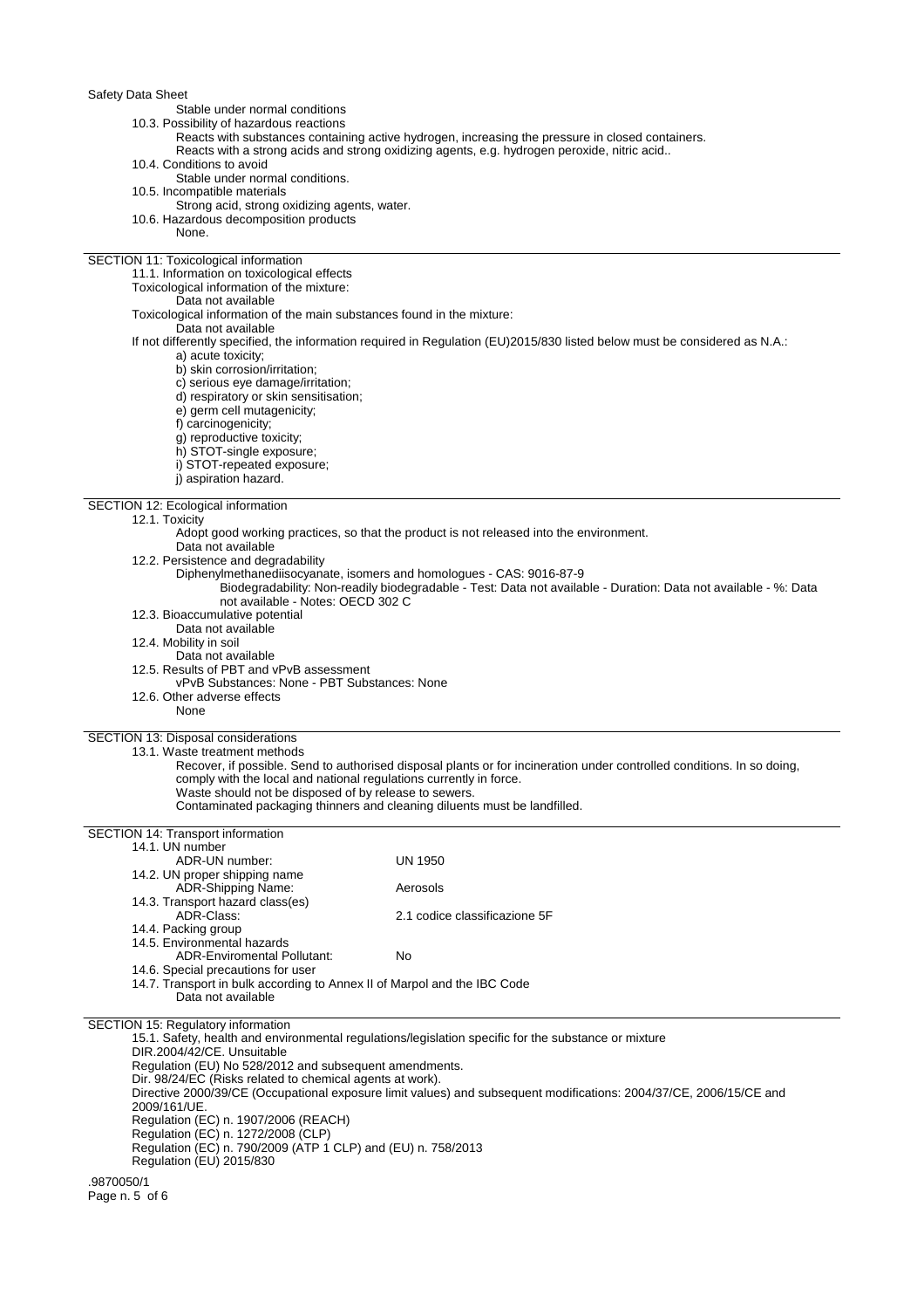Stable under normal conditions

10.3. Possibility of hazardous reactions

Reacts with substances containing active hydrogen, increasing the pressure in closed containers.
Reacts with a strong acids and strong oxidizing agents, e.g. hydrogen peroxide, nitric acid..

10.4. Conditions to avoid

Stable under normal conditions.

10.5. Incompatible materials

Strong acid, strong oxidizing agents, water.

10.6. Hazardous decomposition products

None.

## SECTION 11: Toxicological information

11.1. Information on toxicological effects

Toxicological information of the mixture:

Data not available

Toxicological information of the main substances found in the mixture:

Data not available

If not differently specified, the information required in Regulation (EU)2015/830 listed below must be considered as N.A.:

a) acute toxicity;
b) skin corrosion/irritation;
c) serious eye damage/irritation;
d) respiratory or skin sensitisation;
e) germ cell mutagenicity;
f) carcinogenicity;
g) reproductive toxicity;
h) STOT-single exposure;
i) STOT-repeated exposure;
j) aspiration hazard.

## SECTION 12: Ecological information

12.1. Toxicity

Adopt good working practices, so that the product is not released into the environment.
Data not available

12.2. Persistence and degradability

Diphenylmethanediisocyanate, isomers and homologues - CAS: 9016-87-9

Biodegradability: Non-readily biodegradable - Test: Data not available - Duration: Data not available - %: Data not available - Notes: OECD 302 C

12.3. Bioaccumulative potential

Data not available

12.4. Mobility in soil

Data not available

12.5. Results of PBT and vPvB assessment

vPvB Substances: None - PBT Substances: None

12.6. Other adverse effects

None

## SECTION 13: Disposal considerations

13.1. Waste treatment methods

Recover, if possible. Send to authorised disposal plants or for incineration under controlled conditions. In so doing, comply with the local and national regulations currently in force.
Waste should not be disposed of by release to sewers.
Contaminated packaging thinners and cleaning diluents must be landfilled.

## SECTION 14: Transport information

| | |
|---|---|
| 14.1. UN number | |
| ADR-UN number: | UN 1950 |
| 14.2. UN proper shipping name | |
| ADR-Shipping Name: | Aerosols |
| 14.3. Transport hazard class(es) | |
| ADR-Class: | 2.1 codice classificazione 5F |
| 14.4. Packing group | |
| 14.5. Environmental hazards | |
| ADR-Enviromental Pollutant: | No |
| 14.6. Special precautions for user | |
| 14.7. Transport in bulk according to Annex II of Marpol and the IBC Code | |
| Data not available | |

## SECTION 15: Regulatory information

15.1. Safety, health and environmental regulations/legislation specific for the substance or mixture

DIR.2004/42/CE. Unsuitable
Regulation (EU) No 528/2012 and subsequent amendments.
Dir. 98/24/EC (Risks related to chemical agents at work).
Directive 2000/39/CE (Occupational exposure limit values) and subsequent modifications: 2004/37/CE, 2006/15/CE and 2009/161/UE.
Regulation (EC) n. 1907/2006 (REACH)
Regulation (EC) n. 1272/2008 (CLP)
Regulation (EC) n. 790/2009 (ATP 1 CLP) and (EU) n. 758/2013
Regulation (EU) 2015/830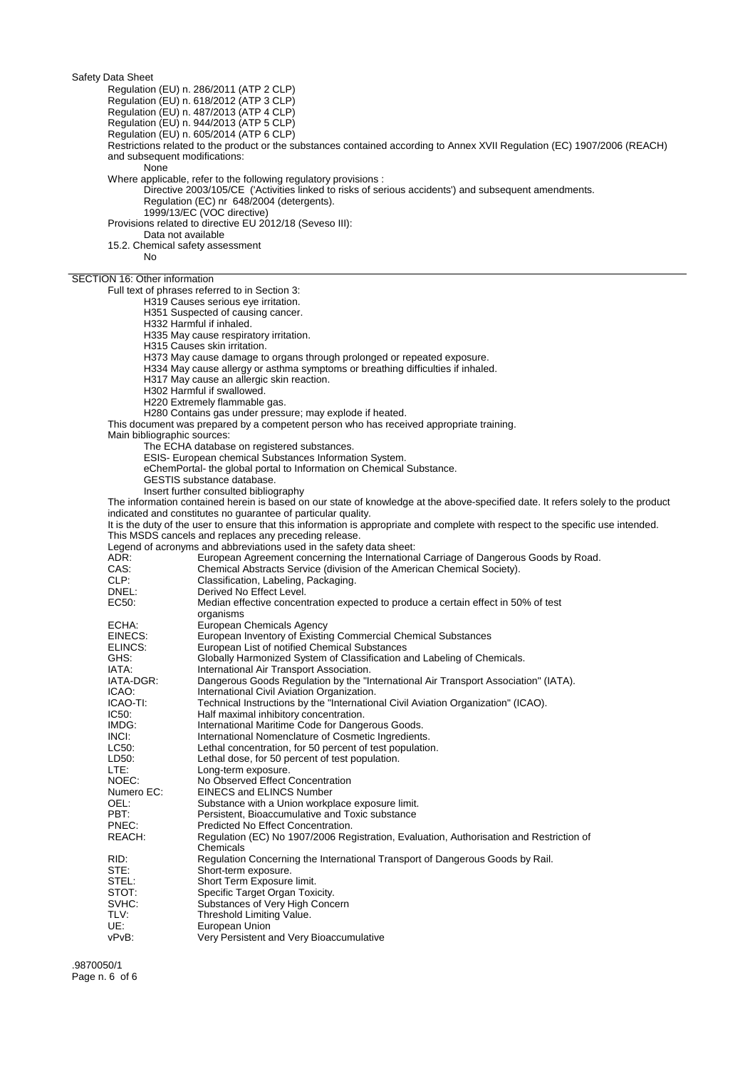Safety Data Sheet

Regulation (EU) n. 286/2011 (ATP 2 CLP)
Regulation (EU) n. 618/2012 (ATP 3 CLP)
Regulation (EU) n. 487/2013 (ATP 4 CLP)
Regulation (EU) n. 944/2013 (ATP 5 CLP)
Regulation (EU) n. 605/2014 (ATP 6 CLP)

Restrictions related to the product or the substances contained according to Annex XVII Regulation (EC) 1907/2006 (REACH) and subsequent modifications:

None

Where applicable, refer to the following regulatory provisions :

Directive 2003/105/CE ('Activities linked to risks of serious accidents') and subsequent amendments.
Regulation (EC) nr 648/2004 (detergents).
1999/13/EC (VOC directive)

Provisions related to directive EU 2012/18 (Seveso III):

Data not available

15.2. Chemical safety assessment

No

## SECTION 16: Other information

Full text of phrases referred to in Section 3:

- H319 Causes serious eye irritation.
- H351 Suspected of causing cancer.
- H332 Harmful if inhaled.
- H335 May cause respiratory irritation.
- H315 Causes skin irritation.
- H373 May cause damage to organs through prolonged or repeated exposure.
- H334 May cause allergy or asthma symptoms or breathing difficulties if inhaled.
- H317 May cause an allergic skin reaction.
- H302 Harmful if swallowed.
- H220 Extremely flammable gas.
- H280 Contains gas under pressure; may explode if heated.

This document was prepared by a competent person who has received appropriate training.

Main bibliographic sources:

- The ECHA database on registered substances.
- ESIS- European chemical Substances Information System.
- eChemPortal- the global portal to Information on Chemical Substance.
- GESTIS substance database.
- Insert further consulted bibliography

The information contained herein is based on our state of knowledge at the above-specified date. It refers solely to the product indicated and constitutes no guarantee of particular quality.

It is the duty of the user to ensure that this information is appropriate and complete with respect to the specific use intended.

This MSDS cancels and replaces any preceding release.

Legend of acronyms and abbreviations used in the safety data sheet:

| | |
|---|---|
| ADR: | European Agreement concerning the International Carriage of Dangerous Goods by Road. |
| CAS: | Chemical Abstracts Service (division of the American Chemical Society). |
| CLP: | Classification, Labeling, Packaging. |
| DNEL: | Derived No Effect Level. |
| EC50: | Median effective concentration expected to produce a certain effect in 50% of test organisms |
| ECHA: | European Chemicals Agency |
| EINECS: | European Inventory of Existing Commercial Chemical Substances |
| ELINCS: | European List of notified Chemical Substances |
| GHS: | Globally Harmonized System of Classification and Labeling of Chemicals. |
| IATA: | International Air Transport Association. |
| IATA-DGR: | Dangerous Goods Regulation by the "International Air Transport Association" (IATA). |
| ICAO: | International Civil Aviation Organization. |
| ICAO-TI: | Technical Instructions by the "International Civil Aviation Organization" (ICAO). |
| IC50: | Half maximal inhibitory concentration. |
| IMDG: | International Maritime Code for Dangerous Goods. |
| INCI: | International Nomenclature of Cosmetic Ingredients. |
| LC50: | Lethal concentration, for 50 percent of test population. |
| LD50: | Lethal dose, for 50 percent of test population. |
| LTE: | Long-term exposure. |
| NOEC: | No Observed Effect Concentration |
| Numero EC: | EINECS and ELINCS Number |
| OEL: | Substance with a Union workplace exposure limit. |
| PBT: | Persistent, Bioaccumulative and Toxic substance |
| PNEC: | Predicted No Effect Concentration. |
| REACH: | Regulation (EC) No 1907/2006 Registration, Evaluation, Authorisation and Restriction of Chemicals |
| RID: | Regulation Concerning the International Transport of Dangerous Goods by Rail. |
| STE: | Short-term exposure. |
| STEL: | Short Term Exposure limit. |
| STOT: | Specific Target Organ Toxicity. |
| SVHC: | Substances of Very High Concern |
| TLV: | Threshold Limiting Value. |
| UE: | European Union |
| vPvB: | Very Persistent and Very Bioaccumulative |

.9870050/1